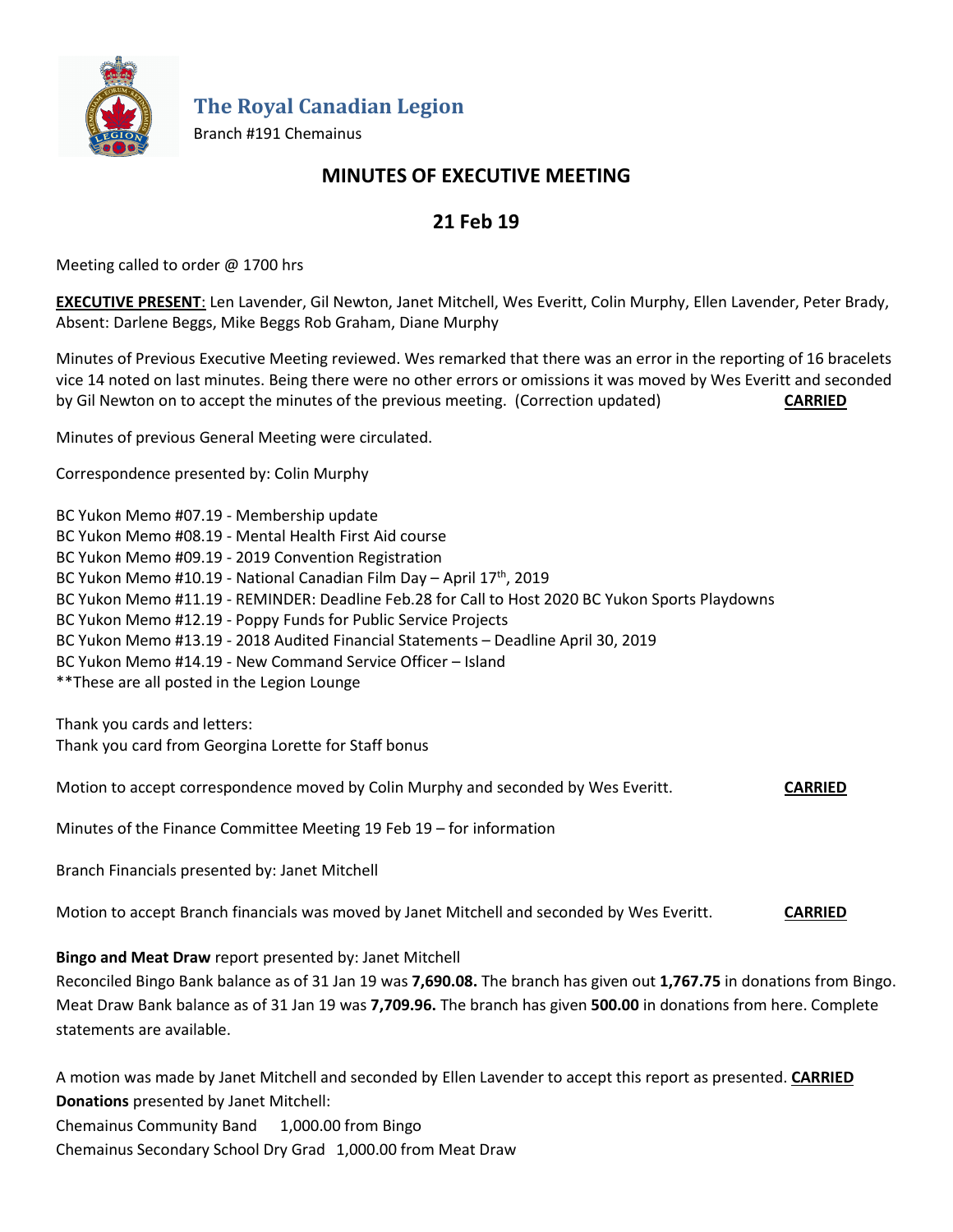# The Royal Canadian Legion

Branch #191 Chemainus

## MINUTES OF EXECUTIVE MEETING

## 21 Feb 19

Meeting called to order @ 1700 hrs

**EXECUTIVE PRESENT**: Len Lavender, Gil Newton, Janet Mitchell, Wes Everitt, Colin Murphy, Ellen Lavender, Peter Brady, Absent: Darlene Beggs, Mike Beggs Rob Graham, Diane Murphy

Minutes of Previous Executive Meeting reviewed. Wes remarked that there was an error in the reporting of 16 bracelets vice 14 noted on last minutes. Being there were no other errors or omissions it was moved by Wes Everitt and seconded by Gil Newton on to accept the minutes of the previous meeting. (Correction updated) **CARRIED**

Minutes of previous General Meeting were circulated.

Correspondence presented by: Colin Murphy

BC Yukon Memo #07.19 - Membership update
BC Yukon Memo #08.19 - Mental Health First Aid course
BC Yukon Memo #09.19 - 2019 Convention Registration
BC Yukon Memo #10.19 - National Canadian Film Day – April 17th, 2019
BC Yukon Memo #11.19 - REMINDER: Deadline Feb.28 for Call to Host 2020 BC Yukon Sports Playdowns
BC Yukon Memo #12.19 - Poppy Funds for Public Service Projects
BC Yukon Memo #13.19 - 2018 Audited Financial Statements – Deadline April 30, 2019
BC Yukon Memo #14.19 - New Command Service Officer – Island
**These are all posted in the Legion Lounge

Thank you cards and letters:
Thank you card from Georgina Lorette for Staff bonus

Motion to accept correspondence moved by Colin Murphy and seconded by Wes Everitt. **CARRIED**

Minutes of the Finance Committee Meeting 19 Feb 19 – for information

Branch Financials presented by: Janet Mitchell

Motion to accept Branch financials was moved by Janet Mitchell and seconded by Wes Everitt. **CARRIED**

**Bingo and Meat Draw** report presented by: Janet Mitchell
Reconciled Bingo Bank balance as of 31 Jan 19 was **7,690.08.** The branch has given out **1,767.75** in donations from Bingo. Meat Draw Bank balance as of 31 Jan 19 was **7,709.96.** The branch has given **500.00** in donations from here. Complete statements are available.

A motion was made by Janet Mitchell and seconded by Ellen Lavender to accept this report as presented. **CARRIED**
**Donations** presented by Janet Mitchell:
Chemainus Community Band 1,000.00 from Bingo
Chemainus Secondary School Dry Grad 1,000.00 from Meat Draw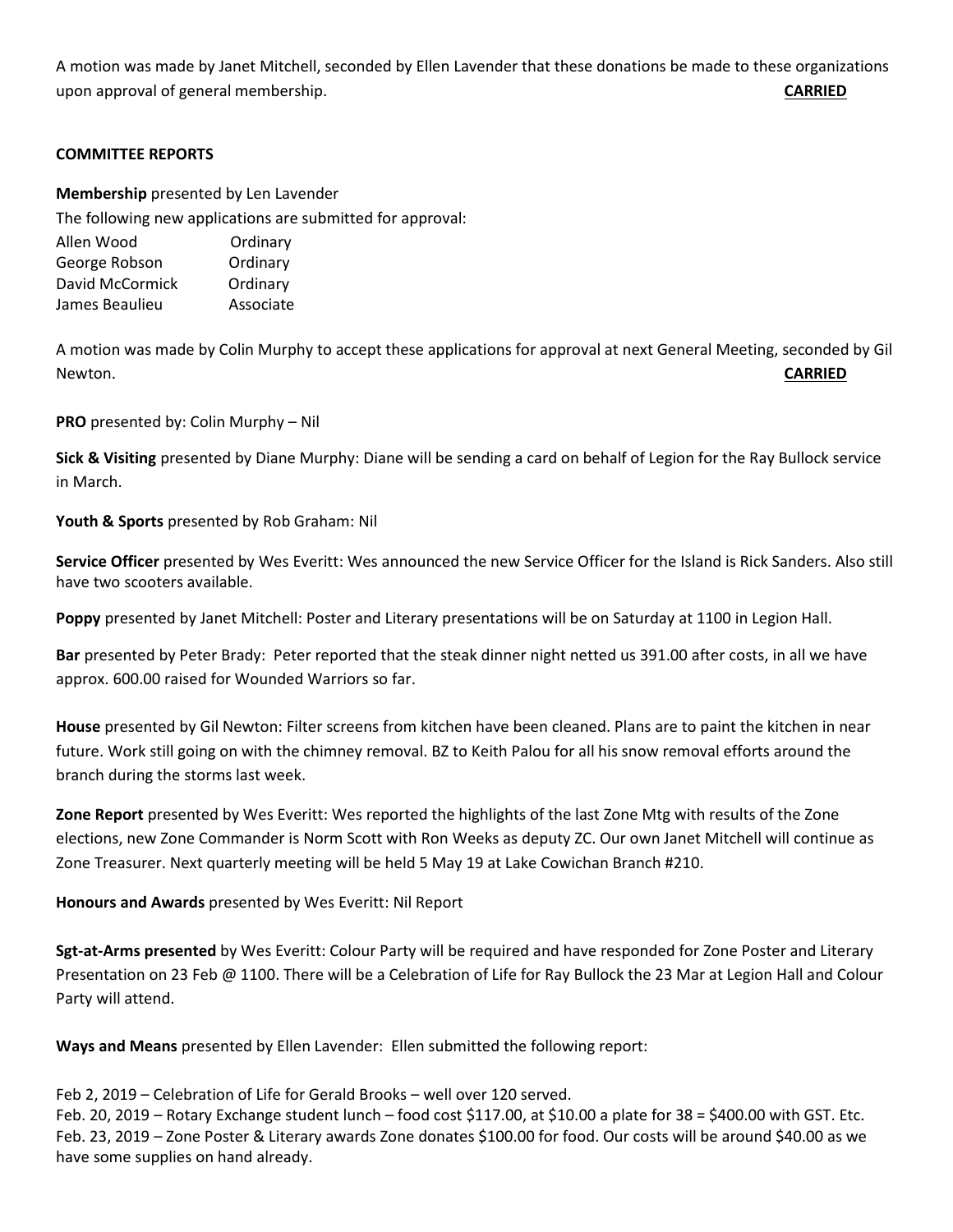A motion was made by Janet Mitchell, seconded by Ellen Lavender that these donations be made to these organizations upon approval of general membership. **CARRIED**

**COMMITTEE REPORTS**

**Membership** presented by Len Lavender

The following new applications are submitted for approval:

| | |
|---|---|
| Allen Wood | Ordinary |
| George Robson | Ordinary |
| David McCormick | Ordinary |
| James Beaulieu | Associate |

A motion was made by Colin Murphy to accept these applications for approval at next General Meeting, seconded by Gil Newton. **CARRIED**

**PRO** presented by: Colin Murphy – Nil

**Sick & Visiting** presented by Diane Murphy: Diane will be sending a card on behalf of Legion for the Ray Bullock service in March.

**Youth & Sports** presented by Rob Graham: Nil

**Service Officer** presented by Wes Everitt: Wes announced the new Service Officer for the Island is Rick Sanders. Also still have two scooters available.

**Poppy** presented by Janet Mitchell: Poster and Literary presentations will be on Saturday at 1100 in Legion Hall.

**Bar** presented by Peter Brady: Peter reported that the steak dinner night netted us 391.00 after costs, in all we have approx. 600.00 raised for Wounded Warriors so far.

**House** presented by Gil Newton: Filter screens from kitchen have been cleaned. Plans are to paint the kitchen in near future. Work still going on with the chimney removal. BZ to Keith Palou for all his snow removal efforts around the branch during the storms last week.

**Zone Report** presented by Wes Everitt: Wes reported the highlights of the last Zone Mtg with results of the Zone elections, new Zone Commander is Norm Scott with Ron Weeks as deputy ZC. Our own Janet Mitchell will continue as Zone Treasurer. Next quarterly meeting will be held 5 May 19 at Lake Cowichan Branch #210.

**Honours and Awards** presented by Wes Everitt: Nil Report

**Sgt-at-Arms presented** by Wes Everitt: Colour Party will be required and have responded for Zone Poster and Literary Presentation on 23 Feb @ 1100. There will be a Celebration of Life for Ray Bullock the 23 Mar at Legion Hall and Colour Party will attend.

**Ways and Means** presented by Ellen Lavender: Ellen submitted the following report:

Feb 2, 2019 – Celebration of Life for Gerald Brooks – well over 120 served.
Feb. 20, 2019 – Rotary Exchange student lunch – food cost $117.00, at $10.00 a plate for 38 = $400.00 with GST. Etc.
Feb. 23, 2019 – Zone Poster & Literary awards Zone donates $100.00 for food. Our costs will be around $40.00 as we have some supplies on hand already.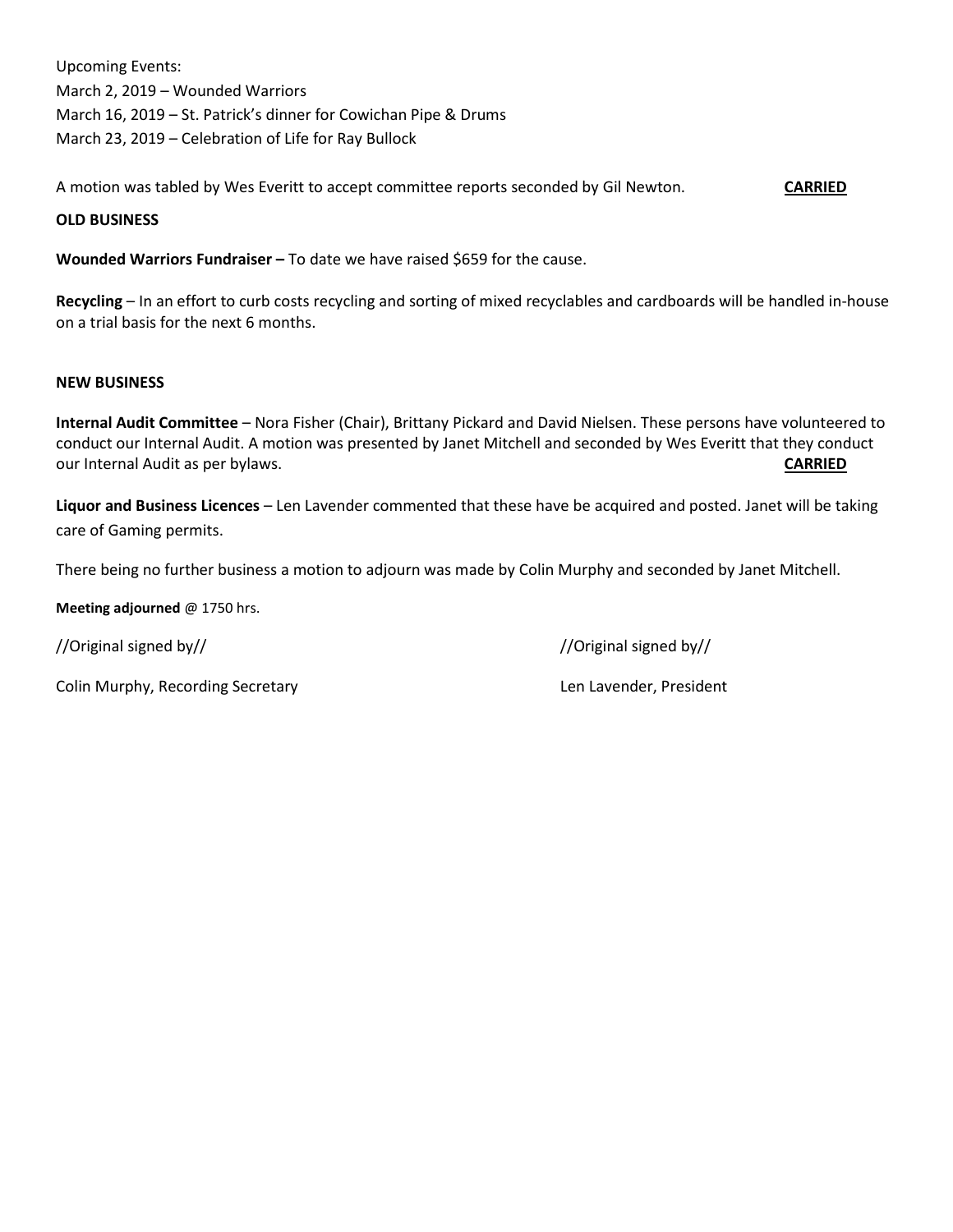Upcoming Events:
March 2, 2019 – Wounded Warriors
March 16, 2019 – St. Patrick's dinner for Cowichan Pipe & Drums
March 23, 2019 – Celebration of Life for Ray Bullock

A motion was tabled by Wes Everitt to accept committee reports seconded by Gil Newton. **CARRIED**

**OLD BUSINESS**

**Wounded Warriors Fundraiser –** To date we have raised $659 for the cause.

**Recycling** – In an effort to curb costs recycling and sorting of mixed recyclables and cardboards will be handled in-house on a trial basis for the next 6 months.

**NEW BUSINESS**

**Internal Audit Committee** – Nora Fisher (Chair), Brittany Pickard and David Nielsen. These persons have volunteered to conduct our Internal Audit. A motion was presented by Janet Mitchell and seconded by Wes Everitt that they conduct our Internal Audit as per bylaws. **CARRIED**

**Liquor and Business Licences** – Len Lavender commented that these have be acquired and posted. Janet will be taking care of Gaming permits.

There being no further business a motion to adjourn was made by Colin Murphy and seconded by Janet Mitchell.

**Meeting adjourned** @ 1750 hrs.

//Original signed by//

Colin Murphy, Recording Secretary

//Original signed by//

Len Lavender, President